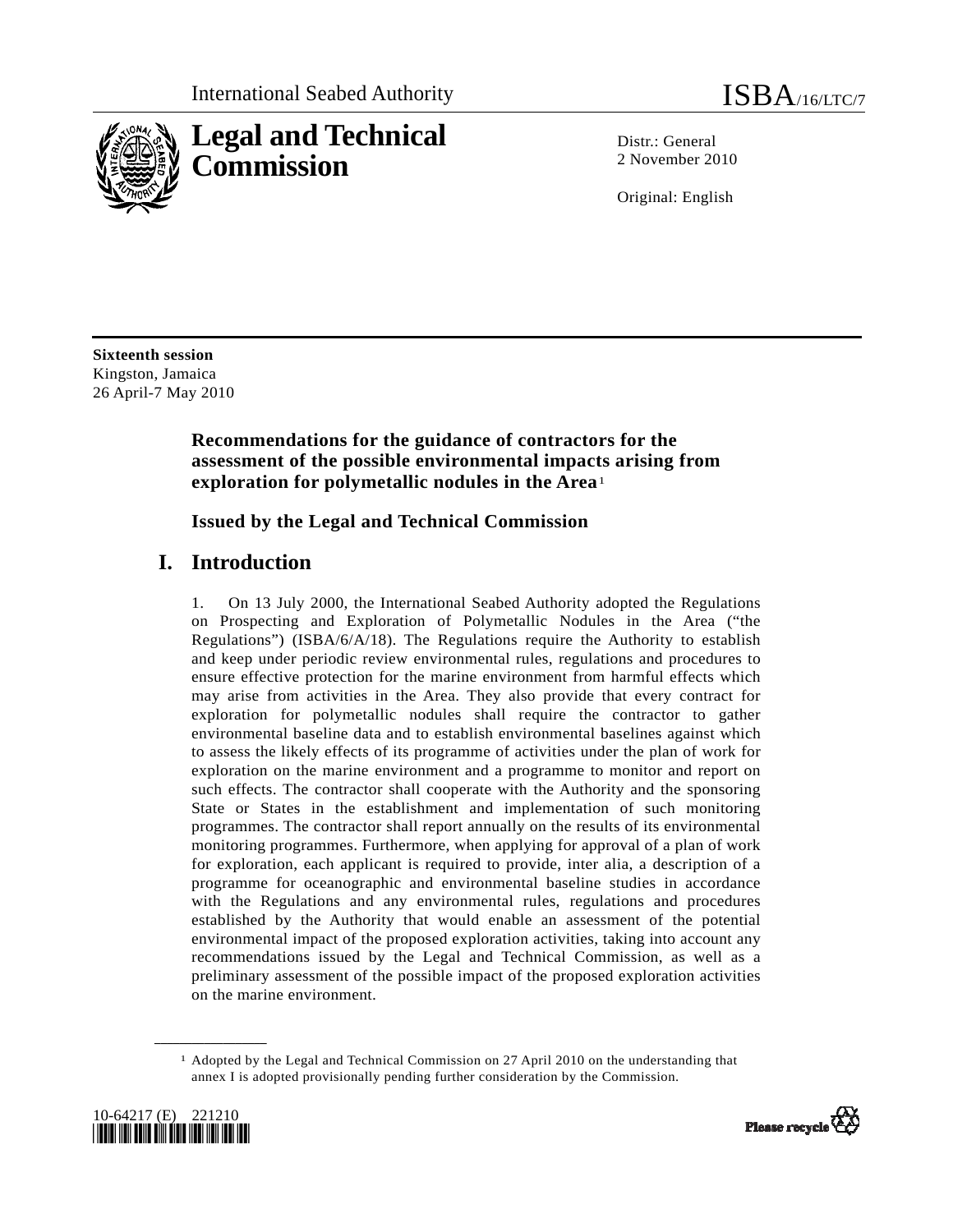International Seabed Authority ISBA/16/LTC/7

# Legal and Technical Commission

Distr.: General
2 November 2010

Original: English

**Sixteenth session**
Kingston, Jamaica
26 April-7 May 2010

## Recommendations for the guidance of contractors for the assessment of the possible environmental impacts arising from exploration for polymetallic nodules in the Area[1]

## Issued by the Legal and Technical Commission

# I. Introduction

1. On 13 July 2000, the International Seabed Authority adopted the Regulations on Prospecting and Exploration of Polymetallic Nodules in the Area ("the Regulations") (ISBA/6/A/18). The Regulations require the Authority to establish and keep under periodic review environmental rules, regulations and procedures to ensure effective protection for the marine environment from harmful effects which may arise from activities in the Area. They also provide that every contract for exploration for polymetallic nodules shall require the contractor to gather environmental baseline data and to establish environmental baselines against which to assess the likely effects of its programme of activities under the plan of work for exploration on the marine environment and a programme to monitor and report on such effects. The contractor shall cooperate with the Authority and the sponsoring State or States in the establishment and implementation of such monitoring programmes. The contractor shall report annually on the results of its environmental monitoring programmes. Furthermore, when applying for approval of a plan of work for exploration, each applicant is required to provide, inter alia, a description of a programme for oceanographic and environmental baseline studies in accordance with the Regulations and any environmental rules, regulations and procedures established by the Authority that would enable an assessment of the potential environmental impact of the proposed exploration activities, taking into account any recommendations issued by the Legal and Technical Commission, as well as a preliminary assessment of the possible impact of the proposed exploration activities on the marine environment.

---

[1] Adopted by the Legal and Technical Commission on 27 April 2010 on the understanding that annex I is adopted provisionally pending further consideration by the Commission.

10-64217 (E) 221210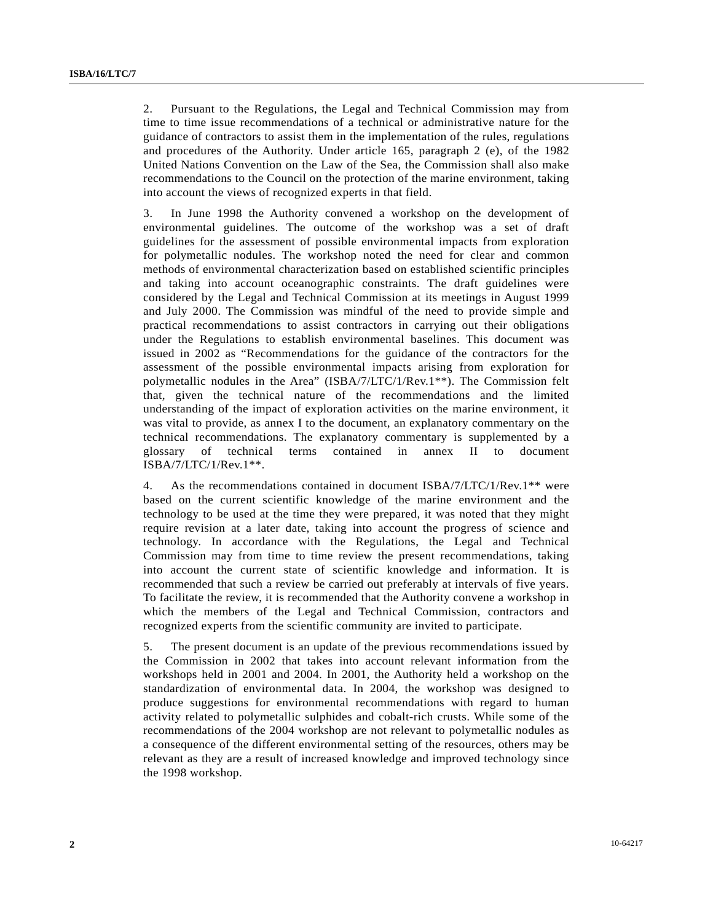2. Pursuant to the Regulations, the Legal and Technical Commission may from time to time issue recommendations of a technical or administrative nature for the guidance of contractors to assist them in the implementation of the rules, regulations and procedures of the Authority. Under article 165, paragraph 2 (e), of the 1982 United Nations Convention on the Law of the Sea, the Commission shall also make recommendations to the Council on the protection of the marine environment, taking into account the views of recognized experts in that field.

3. In June 1998 the Authority convened a workshop on the development of environmental guidelines. The outcome of the workshop was a set of draft guidelines for the assessment of possible environmental impacts from exploration for polymetallic nodules. The workshop noted the need for clear and common methods of environmental characterization based on established scientific principles and taking into account oceanographic constraints. The draft guidelines were considered by the Legal and Technical Commission at its meetings in August 1999 and July 2000. The Commission was mindful of the need to provide simple and practical recommendations to assist contractors in carrying out their obligations under the Regulations to establish environmental baselines. This document was issued in 2002 as "Recommendations for the guidance of the contractors for the assessment of the possible environmental impacts arising from exploration for polymetallic nodules in the Area" (ISBA/7/LTC/1/Rev.1**). The Commission felt that, given the technical nature of the recommendations and the limited understanding of the impact of exploration activities on the marine environment, it was vital to provide, as annex I to the document, an explanatory commentary on the technical recommendations. The explanatory commentary is supplemented by a glossary of technical terms contained in annex II to document ISBA/7/LTC/1/Rev.1**.

4. As the recommendations contained in document ISBA/7/LTC/1/Rev.1** were based on the current scientific knowledge of the marine environment and the technology to be used at the time they were prepared, it was noted that they might require revision at a later date, taking into account the progress of science and technology. In accordance with the Regulations, the Legal and Technical Commission may from time to time review the present recommendations, taking into account the current state of scientific knowledge and information. It is recommended that such a review be carried out preferably at intervals of five years. To facilitate the review, it is recommended that the Authority convene a workshop in which the members of the Legal and Technical Commission, contractors and recognized experts from the scientific community are invited to participate.

5. The present document is an update of the previous recommendations issued by the Commission in 2002 that takes into account relevant information from the workshops held in 2001 and 2004. In 2001, the Authority held a workshop on the standardization of environmental data. In 2004, the workshop was designed to produce suggestions for environmental recommendations with regard to human activity related to polymetallic sulphides and cobalt-rich crusts. While some of the recommendations of the 2004 workshop are not relevant to polymetallic nodules as a consequence of the different environmental setting of the resources, others may be relevant as they are a result of increased knowledge and improved technology since the 1998 workshop.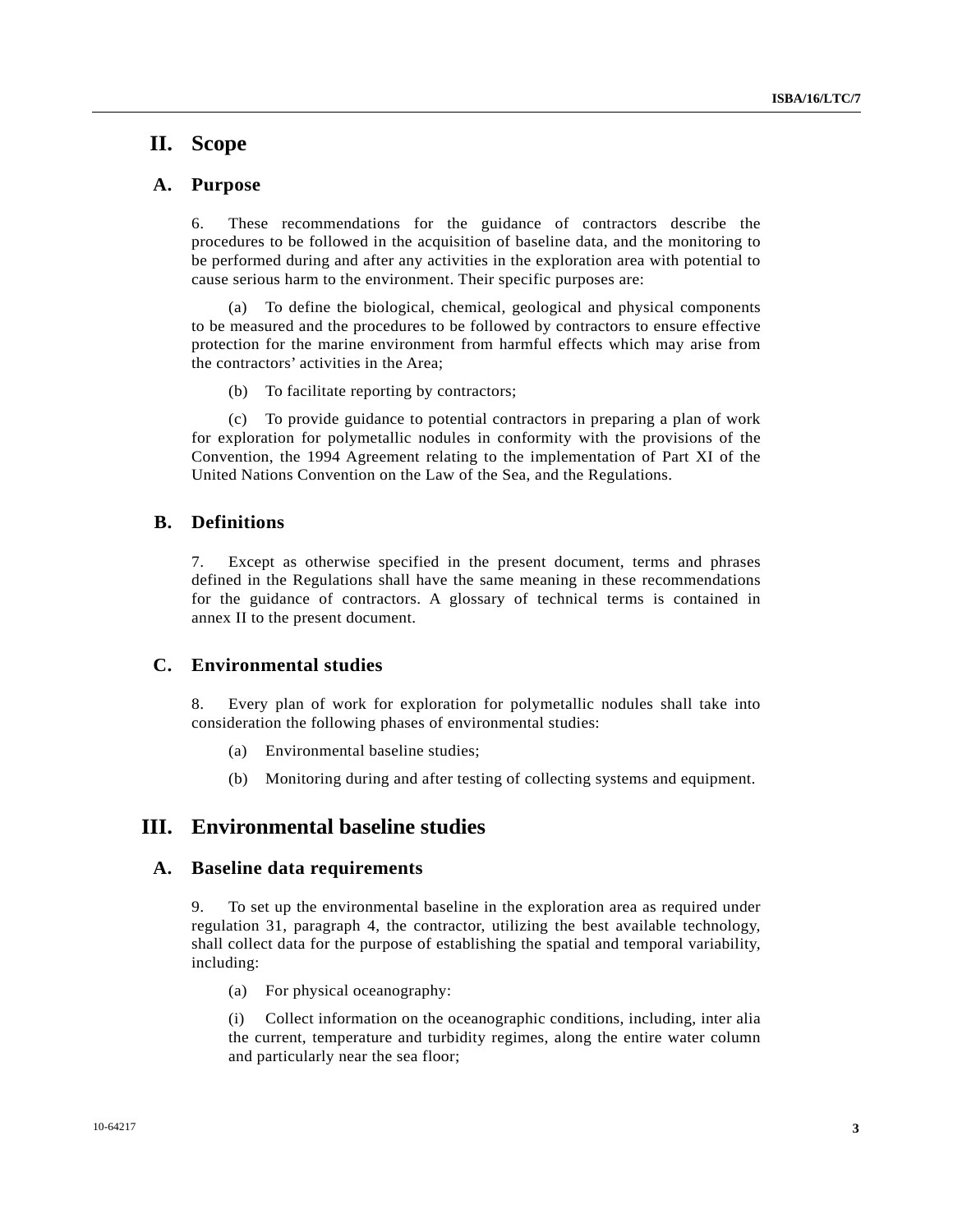# II. Scope

## A. Purpose

6. These recommendations for the guidance of contractors describe the procedures to be followed in the acquisition of baseline data, and the monitoring to be performed during and after any activities in the exploration area with potential to cause serious harm to the environment. Their specific purposes are:

(a) To define the biological, chemical, geological and physical components to be measured and the procedures to be followed by contractors to ensure effective protection for the marine environment from harmful effects which may arise from the contractors' activities in the Area;

(b) To facilitate reporting by contractors;

(c) To provide guidance to potential contractors in preparing a plan of work for exploration for polymetallic nodules in conformity with the provisions of the Convention, the 1994 Agreement relating to the implementation of Part XI of the United Nations Convention on the Law of the Sea, and the Regulations.

## B. Definitions

7. Except as otherwise specified in the present document, terms and phrases defined in the Regulations shall have the same meaning in these recommendations for the guidance of contractors. A glossary of technical terms is contained in annex II to the present document.

## C. Environmental studies

8. Every plan of work for exploration for polymetallic nodules shall take into consideration the following phases of environmental studies:

(a) Environmental baseline studies;

(b) Monitoring during and after testing of collecting systems and equipment.

# III. Environmental baseline studies

## A. Baseline data requirements

9. To set up the environmental baseline in the exploration area as required under regulation 31, paragraph 4, the contractor, utilizing the best available technology, shall collect data for the purpose of establishing the spatial and temporal variability, including:

(a) For physical oceanography:

(i) Collect information on the oceanographic conditions, including, inter alia the current, temperature and turbidity regimes, along the entire water column and particularly near the sea floor;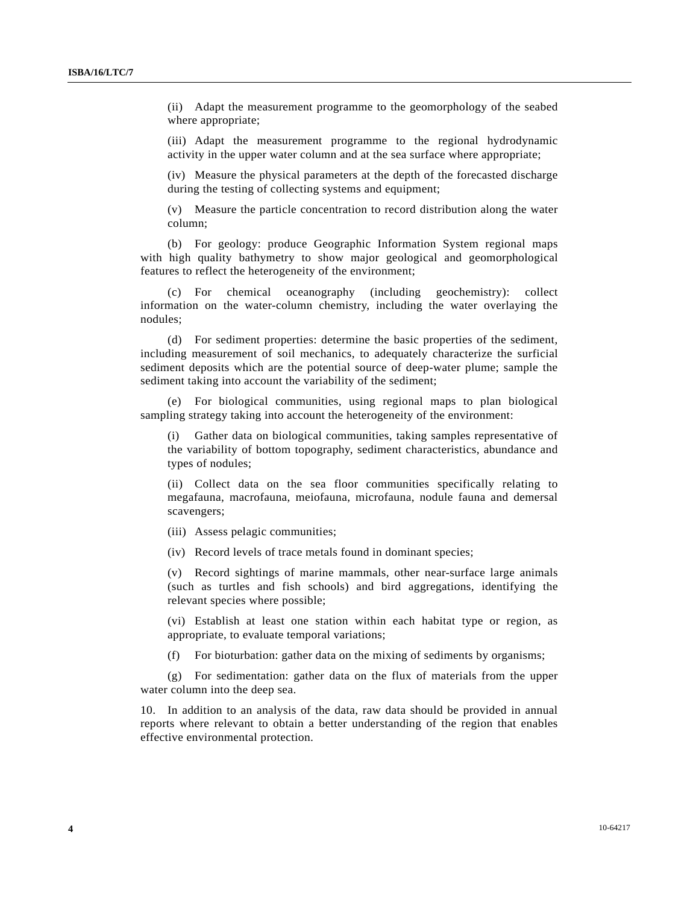(ii) Adapt the measurement programme to the geomorphology of the seabed where appropriate;

(iii) Adapt the measurement programme to the regional hydrodynamic activity in the upper water column and at the sea surface where appropriate;

(iv) Measure the physical parameters at the depth of the forecasted discharge during the testing of collecting systems and equipment;

(v) Measure the particle concentration to record distribution along the water column;

(b) For geology: produce Geographic Information System regional maps with high quality bathymetry to show major geological and geomorphological features to reflect the heterogeneity of the environment;

(c) For chemical oceanography (including geochemistry): collect information on the water-column chemistry, including the water overlaying the nodules;

(d) For sediment properties: determine the basic properties of the sediment, including measurement of soil mechanics, to adequately characterize the surficial sediment deposits which are the potential source of deep-water plume; sample the sediment taking into account the variability of the sediment;

(e) For biological communities, using regional maps to plan biological sampling strategy taking into account the heterogeneity of the environment:

(i) Gather data on biological communities, taking samples representative of the variability of bottom topography, sediment characteristics, abundance and types of nodules;

(ii) Collect data on the sea floor communities specifically relating to megafauna, macrofauna, meiofauna, microfauna, nodule fauna and demersal scavengers;

(iii) Assess pelagic communities;

(iv) Record levels of trace metals found in dominant species;

(v) Record sightings of marine mammals, other near-surface large animals (such as turtles and fish schools) and bird aggregations, identifying the relevant species where possible;

(vi) Establish at least one station within each habitat type or region, as appropriate, to evaluate temporal variations;

(f) For bioturbation: gather data on the mixing of sediments by organisms;

(g) For sedimentation: gather data on the flux of materials from the upper water column into the deep sea.

10. In addition to an analysis of the data, raw data should be provided in annual reports where relevant to obtain a better understanding of the region that enables effective environmental protection.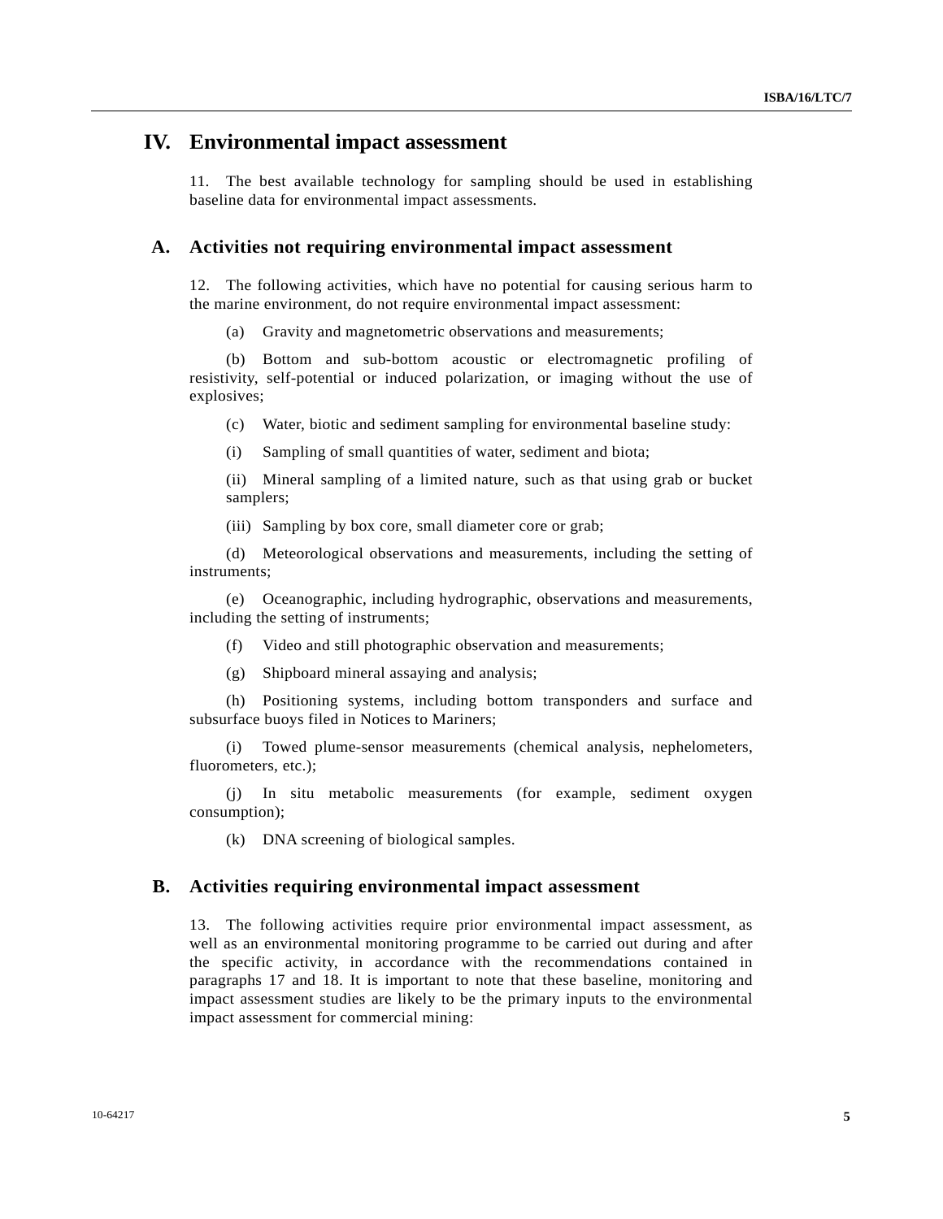# IV. Environmental impact assessment

11. The best available technology for sampling should be used in establishing baseline data for environmental impact assessments.

## A. Activities not requiring environmental impact assessment

12. The following activities, which have no potential for causing serious harm to the marine environment, do not require environmental impact assessment:

(a) Gravity and magnetometric observations and measurements;

(b) Bottom and sub-bottom acoustic or electromagnetic profiling of resistivity, self-potential or induced polarization, or imaging without the use of explosives;

(c) Water, biotic and sediment sampling for environmental baseline study:

(i) Sampling of small quantities of water, sediment and biota;

(ii) Mineral sampling of a limited nature, such as that using grab or bucket samplers;

(iii) Sampling by box core, small diameter core or grab;

(d) Meteorological observations and measurements, including the setting of instruments;

(e) Oceanographic, including hydrographic, observations and measurements, including the setting of instruments;

(f) Video and still photographic observation and measurements;

(g) Shipboard mineral assaying and analysis;

(h) Positioning systems, including bottom transponders and surface and subsurface buoys filed in Notices to Mariners;

(i) Towed plume-sensor measurements (chemical analysis, nephelometers, fluorometers, etc.);

(j) In situ metabolic measurements (for example, sediment oxygen consumption);

(k) DNA screening of biological samples.

## B. Activities requiring environmental impact assessment

13. The following activities require prior environmental impact assessment, as well as an environmental monitoring programme to be carried out during and after the specific activity, in accordance with the recommendations contained in paragraphs 17 and 18. It is important to note that these baseline, monitoring and impact assessment studies are likely to be the primary inputs to the environmental impact assessment for commercial mining: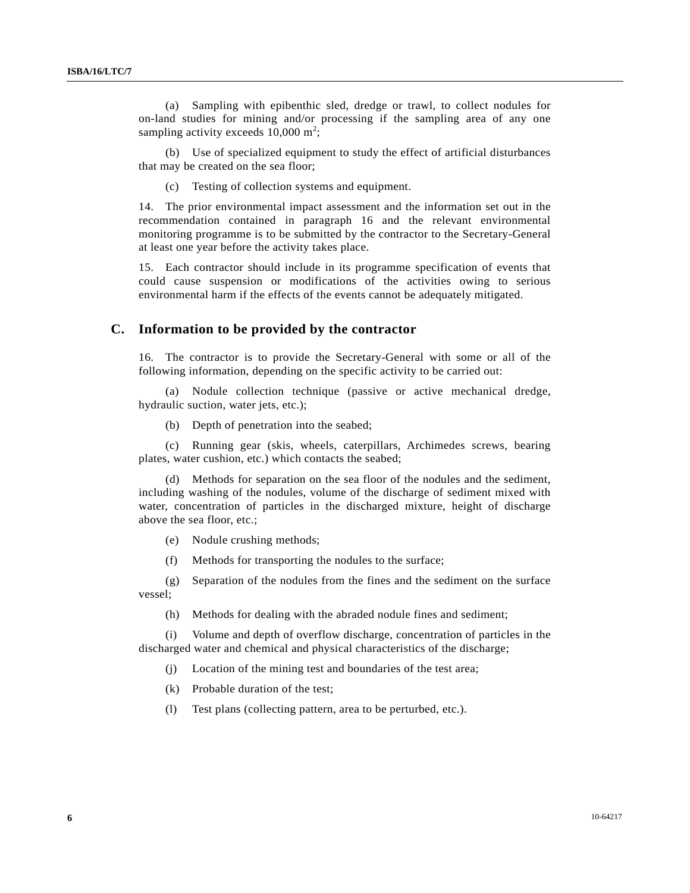(a) Sampling with epibenthic sled, dredge or trawl, to collect nodules for on-land studies for mining and/or processing if the sampling area of any one sampling activity exceeds 10,000 $m^2$;

(b) Use of specialized equipment to study the effect of artificial disturbances that may be created on the sea floor;

(c) Testing of collection systems and equipment.

14. The prior environmental impact assessment and the information set out in the recommendation contained in paragraph 16 and the relevant environmental monitoring programme is to be submitted by the contractor to the Secretary-General at least one year before the activity takes place.

15. Each contractor should include in its programme specification of events that could cause suspension or modifications of the activities owing to serious environmental harm if the effects of the events cannot be adequately mitigated.

## C. Information to be provided by the contractor

16. The contractor is to provide the Secretary-General with some or all of the following information, depending on the specific activity to be carried out:

(a) Nodule collection technique (passive or active mechanical dredge, hydraulic suction, water jets, etc.);

(b) Depth of penetration into the seabed;

(c) Running gear (skis, wheels, caterpillars, Archimedes screws, bearing plates, water cushion, etc.) which contacts the seabed;

(d) Methods for separation on the sea floor of the nodules and the sediment, including washing of the nodules, volume of the discharge of sediment mixed with water, concentration of particles in the discharged mixture, height of discharge above the sea floor, etc.;

(e) Nodule crushing methods;

(f) Methods for transporting the nodules to the surface;

(g) Separation of the nodules from the fines and the sediment on the surface vessel;

(h) Methods for dealing with the abraded nodule fines and sediment;

(i) Volume and depth of overflow discharge, concentration of particles in the discharged water and chemical and physical characteristics of the discharge;

(j) Location of the mining test and boundaries of the test area;

(k) Probable duration of the test;

(l) Test plans (collecting pattern, area to be perturbed, etc.).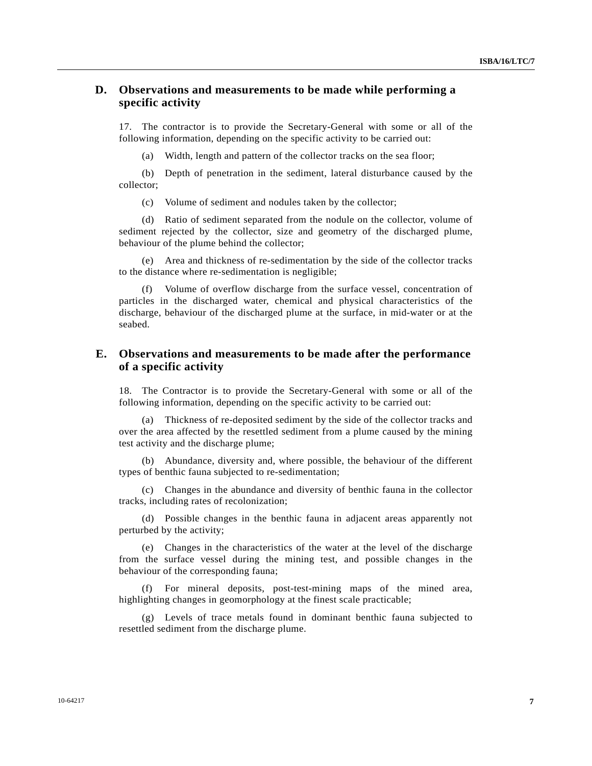## D. Observations and measurements to be made while performing a specific activity

17. The contractor is to provide the Secretary-General with some or all of the following information, depending on the specific activity to be carried out:

(a) Width, length and pattern of the collector tracks on the sea floor;

(b) Depth of penetration in the sediment, lateral disturbance caused by the collector;

(c) Volume of sediment and nodules taken by the collector;

(d) Ratio of sediment separated from the nodule on the collector, volume of sediment rejected by the collector, size and geometry of the discharged plume, behaviour of the plume behind the collector;

(e) Area and thickness of re-sedimentation by the side of the collector tracks to the distance where re-sedimentation is negligible;

(f) Volume of overflow discharge from the surface vessel, concentration of particles in the discharged water, chemical and physical characteristics of the discharge, behaviour of the discharged plume at the surface, in mid-water or at the seabed.

## E. Observations and measurements to be made after the performance of a specific activity

18. The Contractor is to provide the Secretary-General with some or all of the following information, depending on the specific activity to be carried out:

(a) Thickness of re-deposited sediment by the side of the collector tracks and over the area affected by the resettled sediment from a plume caused by the mining test activity and the discharge plume;

(b) Abundance, diversity and, where possible, the behaviour of the different types of benthic fauna subjected to re-sedimentation;

(c) Changes in the abundance and diversity of benthic fauna in the collector tracks, including rates of recolonization;

(d) Possible changes in the benthic fauna in adjacent areas apparently not perturbed by the activity;

(e) Changes in the characteristics of the water at the level of the discharge from the surface vessel during the mining test, and possible changes in the behaviour of the corresponding fauna;

(f) For mineral deposits, post-test-mining maps of the mined area, highlighting changes in geomorphology at the finest scale practicable;

(g) Levels of trace metals found in dominant benthic fauna subjected to resettled sediment from the discharge plume.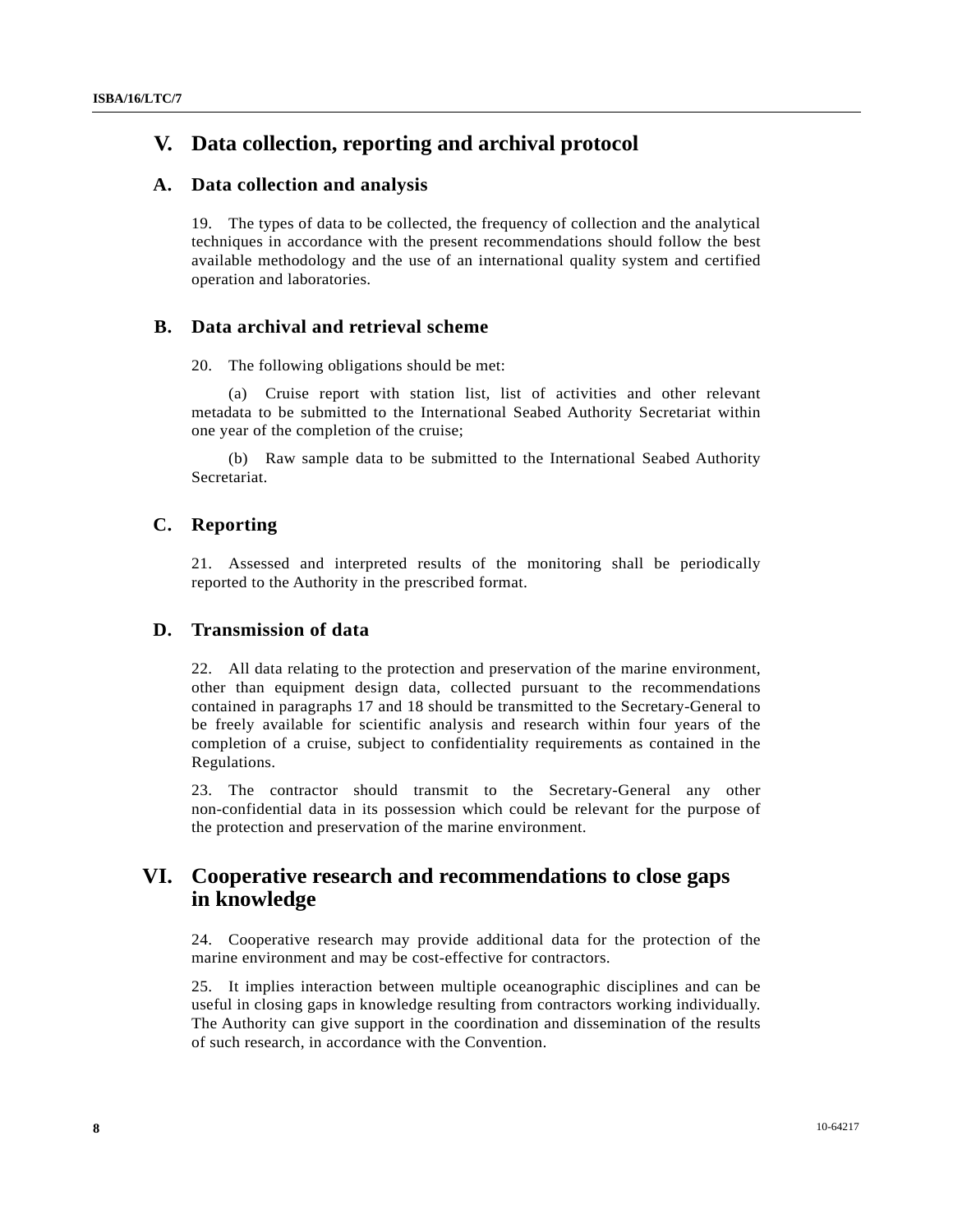# V. Data collection, reporting and archival protocol

## A. Data collection and analysis

19. The types of data to be collected, the frequency of collection and the analytical techniques in accordance with the present recommendations should follow the best available methodology and the use of an international quality system and certified operation and laboratories.

## B. Data archival and retrieval scheme

20. The following obligations should be met:

(a) Cruise report with station list, list of activities and other relevant metadata to be submitted to the International Seabed Authority Secretariat within one year of the completion of the cruise;

(b) Raw sample data to be submitted to the International Seabed Authority Secretariat.

## C. Reporting

21. Assessed and interpreted results of the monitoring shall be periodically reported to the Authority in the prescribed format.

## D. Transmission of data

22. All data relating to the protection and preservation of the marine environment, other than equipment design data, collected pursuant to the recommendations contained in paragraphs 17 and 18 should be transmitted to the Secretary-General to be freely available for scientific analysis and research within four years of the completion of a cruise, subject to confidentiality requirements as contained in the Regulations.

23. The contractor should transmit to the Secretary-General any other non-confidential data in its possession which could be relevant for the purpose of the protection and preservation of the marine environment.

# VI. Cooperative research and recommendations to close gaps in knowledge

24. Cooperative research may provide additional data for the protection of the marine environment and may be cost-effective for contractors.

25. It implies interaction between multiple oceanographic disciplines and can be useful in closing gaps in knowledge resulting from contractors working individually. The Authority can give support in the coordination and dissemination of the results of such research, in accordance with the Convention.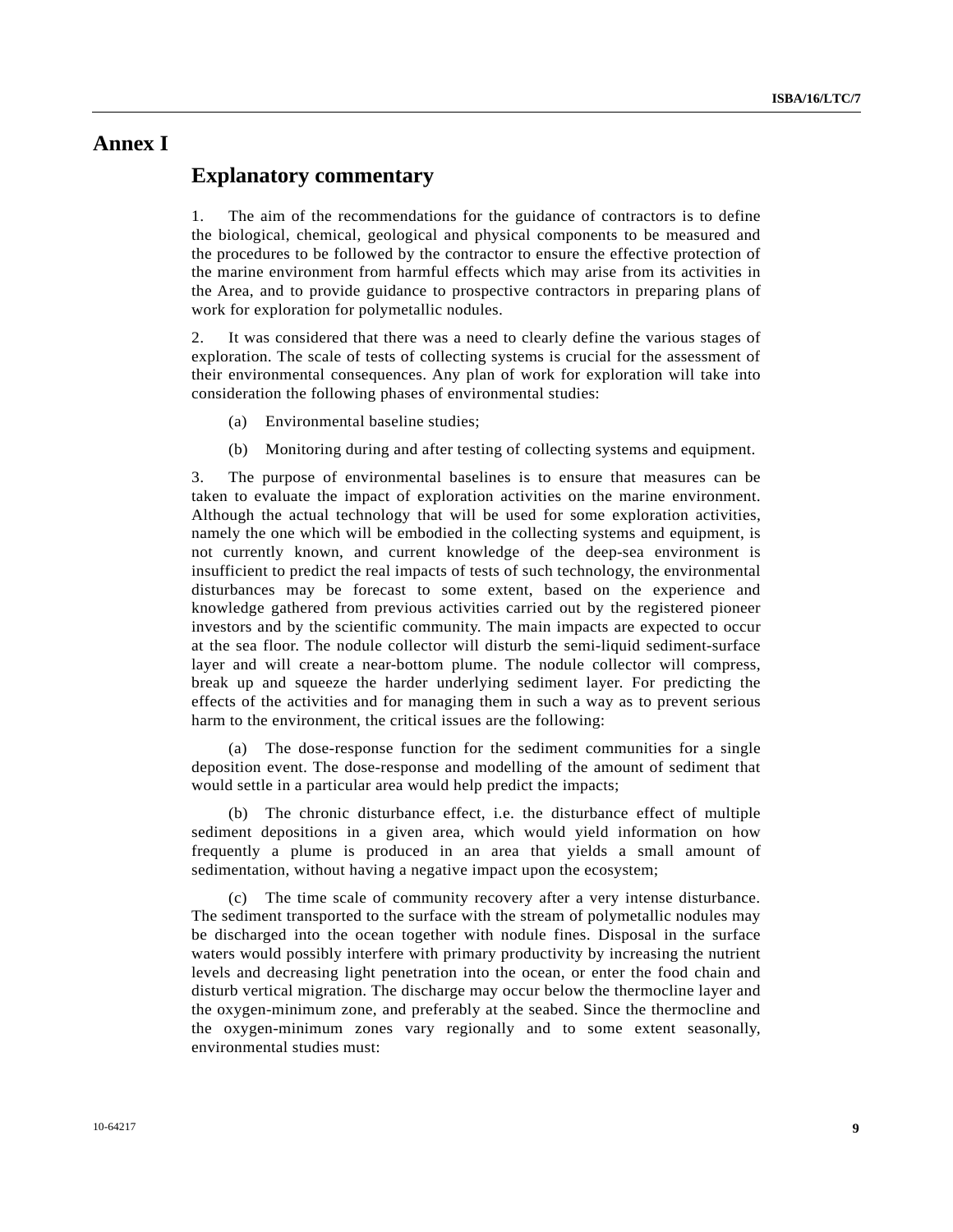# Annex I

## Explanatory commentary

1. The aim of the recommendations for the guidance of contractors is to define the biological, chemical, geological and physical components to be measured and the procedures to be followed by the contractor to ensure the effective protection of the marine environment from harmful effects which may arise from its activities in the Area, and to provide guidance to prospective contractors in preparing plans of work for exploration for polymetallic nodules.

2. It was considered that there was a need to clearly define the various stages of exploration. The scale of tests of collecting systems is crucial for the assessment of their environmental consequences. Any plan of work for exploration will take into consideration the following phases of environmental studies:

(a) Environmental baseline studies;

(b) Monitoring during and after testing of collecting systems and equipment.

3. The purpose of environmental baselines is to ensure that measures can be taken to evaluate the impact of exploration activities on the marine environment. Although the actual technology that will be used for some exploration activities, namely the one which will be embodied in the collecting systems and equipment, is not currently known, and current knowledge of the deep-sea environment is insufficient to predict the real impacts of tests of such technology, the environmental disturbances may be forecast to some extent, based on the experience and knowledge gathered from previous activities carried out by the registered pioneer investors and by the scientific community. The main impacts are expected to occur at the sea floor. The nodule collector will disturb the semi-liquid sediment-surface layer and will create a near-bottom plume. The nodule collector will compress, break up and squeeze the harder underlying sediment layer. For predicting the effects of the activities and for managing them in such a way as to prevent serious harm to the environment, the critical issues are the following:

(a) The dose-response function for the sediment communities for a single deposition event. The dose-response and modelling of the amount of sediment that would settle in a particular area would help predict the impacts;

(b) The chronic disturbance effect, i.e. the disturbance effect of multiple sediment depositions in a given area, which would yield information on how frequently a plume is produced in an area that yields a small amount of sedimentation, without having a negative impact upon the ecosystem;

(c) The time scale of community recovery after a very intense disturbance. The sediment transported to the surface with the stream of polymetallic nodules may be discharged into the ocean together with nodule fines. Disposal in the surface waters would possibly interfere with primary productivity by increasing the nutrient levels and decreasing light penetration into the ocean, or enter the food chain and disturb vertical migration. The discharge may occur below the thermocline layer and the oxygen-minimum zone, and preferably at the seabed. Since the thermocline and the oxygen-minimum zones vary regionally and to some extent seasonally, environmental studies must: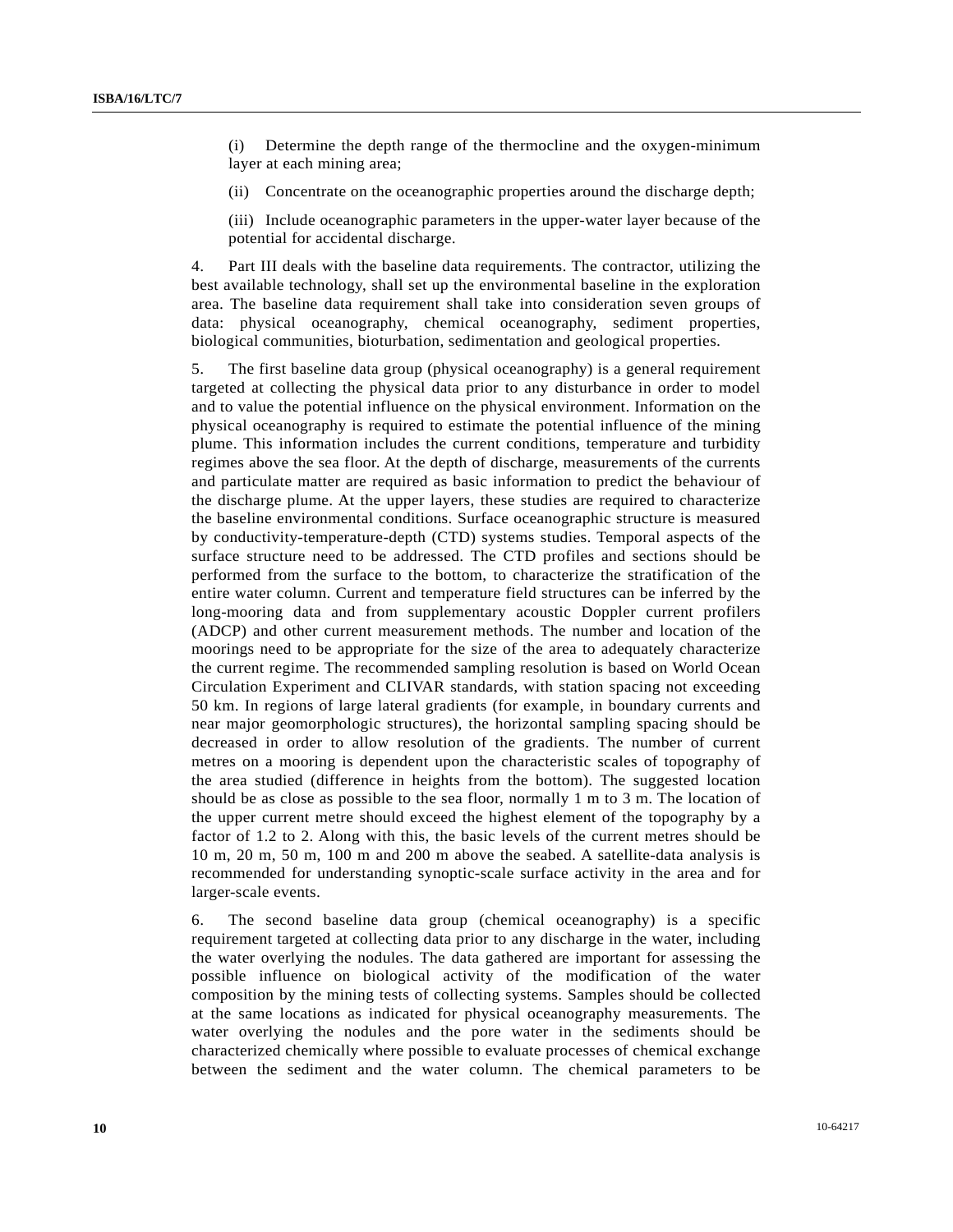(i) Determine the depth range of the thermocline and the oxygen-minimum layer at each mining area;

(ii) Concentrate on the oceanographic properties around the discharge depth;

(iii) Include oceanographic parameters in the upper-water layer because of the potential for accidental discharge.

4. Part III deals with the baseline data requirements. The contractor, utilizing the best available technology, shall set up the environmental baseline in the exploration area. The baseline data requirement shall take into consideration seven groups of data: physical oceanography, chemical oceanography, sediment properties, biological communities, bioturbation, sedimentation and geological properties.

5. The first baseline data group (physical oceanography) is a general requirement targeted at collecting the physical data prior to any disturbance in order to model and to value the potential influence on the physical environment. Information on the physical oceanography is required to estimate the potential influence of the mining plume. This information includes the current conditions, temperature and turbidity regimes above the sea floor. At the depth of discharge, measurements of the currents and particulate matter are required as basic information to predict the behaviour of the discharge plume. At the upper layers, these studies are required to characterize the baseline environmental conditions. Surface oceanographic structure is measured by conductivity-temperature-depth (CTD) systems studies. Temporal aspects of the surface structure need to be addressed. The CTD profiles and sections should be performed from the surface to the bottom, to characterize the stratification of the entire water column. Current and temperature field structures can be inferred by the long-mooring data and from supplementary acoustic Doppler current profilers (ADCP) and other current measurement methods. The number and location of the moorings need to be appropriate for the size of the area to adequately characterize the current regime. The recommended sampling resolution is based on World Ocean Circulation Experiment and CLIVAR standards, with station spacing not exceeding 50 km. In regions of large lateral gradients (for example, in boundary currents and near major geomorphologic structures), the horizontal sampling spacing should be decreased in order to allow resolution of the gradients. The number of current metres on a mooring is dependent upon the characteristic scales of topography of the area studied (difference in heights from the bottom). The suggested location should be as close as possible to the sea floor, normally 1 m to 3 m. The location of the upper current metre should exceed the highest element of the topography by a factor of 1.2 to 2. Along with this, the basic levels of the current metres should be 10 m, 20 m, 50 m, 100 m and 200 m above the seabed. A satellite-data analysis is recommended for understanding synoptic-scale surface activity in the area and for larger-scale events.

6. The second baseline data group (chemical oceanography) is a specific requirement targeted at collecting data prior to any discharge in the water, including the water overlying the nodules. The data gathered are important for assessing the possible influence on biological activity of the modification of the water composition by the mining tests of collecting systems. Samples should be collected at the same locations as indicated for physical oceanography measurements. The water overlying the nodules and the pore water in the sediments should be characterized chemically where possible to evaluate processes of chemical exchange between the sediment and the water column. The chemical parameters to be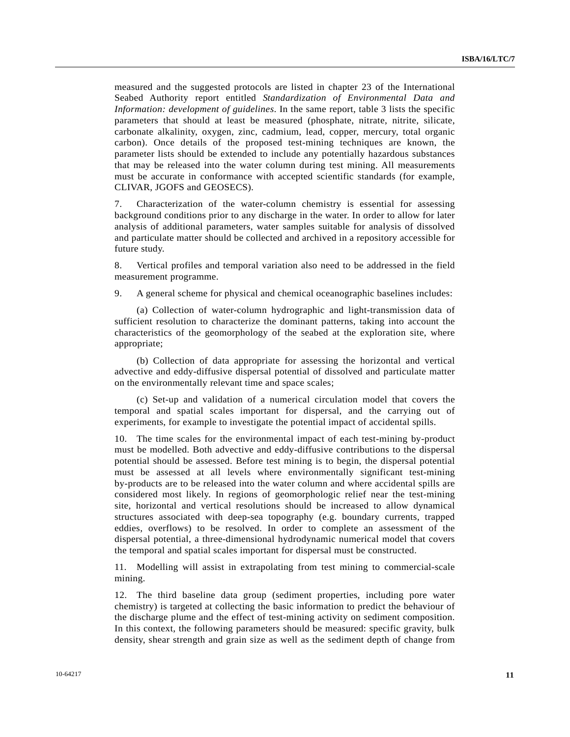measured and the suggested protocols are listed in chapter 23 of the International Seabed Authority report entitled *Standardization of Environmental Data and Information: development of guidelines*. In the same report, table 3 lists the specific parameters that should at least be measured (phosphate, nitrate, nitrite, silicate, carbonate alkalinity, oxygen, zinc, cadmium, lead, copper, mercury, total organic carbon). Once details of the proposed test-mining techniques are known, the parameter lists should be extended to include any potentially hazardous substances that may be released into the water column during test mining. All measurements must be accurate in conformance with accepted scientific standards (for example, CLIVAR, JGOFS and GEOSECS).

7. Characterization of the water-column chemistry is essential for assessing background conditions prior to any discharge in the water. In order to allow for later analysis of additional parameters, water samples suitable for analysis of dissolved and particulate matter should be collected and archived in a repository accessible for future study.

8. Vertical profiles and temporal variation also need to be addressed in the field measurement programme.

9. A general scheme for physical and chemical oceanographic baselines includes:

(a) Collection of water-column hydrographic and light-transmission data of sufficient resolution to characterize the dominant patterns, taking into account the characteristics of the geomorphology of the seabed at the exploration site, where appropriate;

(b) Collection of data appropriate for assessing the horizontal and vertical advective and eddy-diffusive dispersal potential of dissolved and particulate matter on the environmentally relevant time and space scales;

(c) Set-up and validation of a numerical circulation model that covers the temporal and spatial scales important for dispersal, and the carrying out of experiments, for example to investigate the potential impact of accidental spills.

10. The time scales for the environmental impact of each test-mining by-product must be modelled. Both advective and eddy-diffusive contributions to the dispersal potential should be assessed. Before test mining is to begin, the dispersal potential must be assessed at all levels where environmentally significant test-mining by-products are to be released into the water column and where accidental spills are considered most likely. In regions of geomorphologic relief near the test-mining site, horizontal and vertical resolutions should be increased to allow dynamical structures associated with deep-sea topography (e.g. boundary currents, trapped eddies, overflows) to be resolved. In order to complete an assessment of the dispersal potential, a three-dimensional hydrodynamic numerical model that covers the temporal and spatial scales important for dispersal must be constructed.

11. Modelling will assist in extrapolating from test mining to commercial-scale mining.

12. The third baseline data group (sediment properties, including pore water chemistry) is targeted at collecting the basic information to predict the behaviour of the discharge plume and the effect of test-mining activity on sediment composition. In this context, the following parameters should be measured: specific gravity, bulk density, shear strength and grain size as well as the sediment depth of change from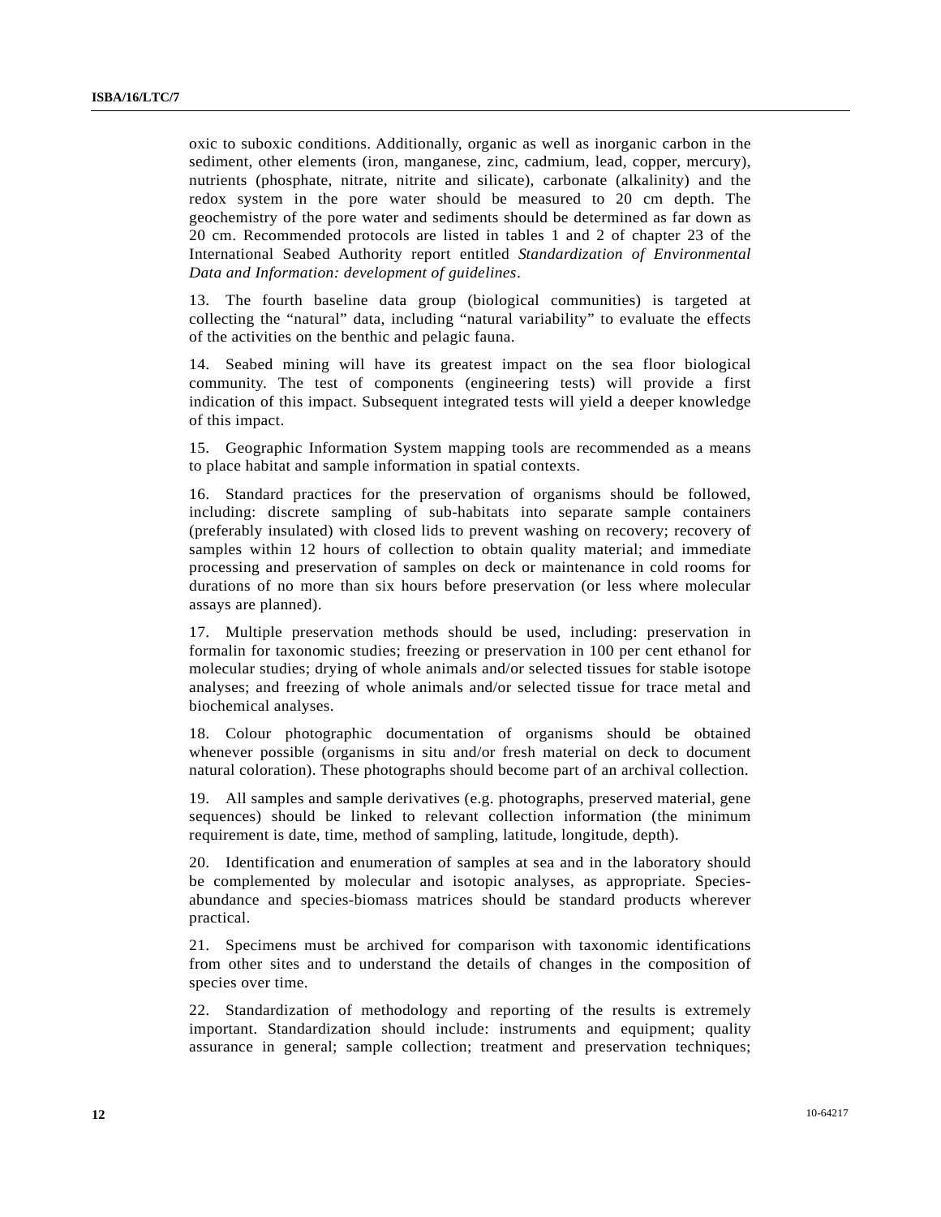oxic to suboxic conditions. Additionally, organic as well as inorganic carbon in the sediment, other elements (iron, manganese, zinc, cadmium, lead, copper, mercury), nutrients (phosphate, nitrate, nitrite and silicate), carbonate (alkalinity) and the redox system in the pore water should be measured to 20 cm depth. The geochemistry of the pore water and sediments should be determined as far down as 20 cm. Recommended protocols are listed in tables 1 and 2 of chapter 23 of the International Seabed Authority report entitled *Standardization of Environmental Data and Information: development of guidelines*.

13. The fourth baseline data group (biological communities) is targeted at collecting the "natural" data, including "natural variability" to evaluate the effects of the activities on the benthic and pelagic fauna.

14. Seabed mining will have its greatest impact on the sea floor biological community. The test of components (engineering tests) will provide a first indication of this impact. Subsequent integrated tests will yield a deeper knowledge of this impact.

15. Geographic Information System mapping tools are recommended as a means to place habitat and sample information in spatial contexts.

16. Standard practices for the preservation of organisms should be followed, including: discrete sampling of sub-habitats into separate sample containers (preferably insulated) with closed lids to prevent washing on recovery; recovery of samples within 12 hours of collection to obtain quality material; and immediate processing and preservation of samples on deck or maintenance in cold rooms for durations of no more than six hours before preservation (or less where molecular assays are planned).

17. Multiple preservation methods should be used, including: preservation in formalin for taxonomic studies; freezing or preservation in 100 per cent ethanol for molecular studies; drying of whole animals and/or selected tissues for stable isotope analyses; and freezing of whole animals and/or selected tissue for trace metal and biochemical analyses.

18. Colour photographic documentation of organisms should be obtained whenever possible (organisms in situ and/or fresh material on deck to document natural coloration). These photographs should become part of an archival collection.

19. All samples and sample derivatives (e.g. photographs, preserved material, gene sequences) should be linked to relevant collection information (the minimum requirement is date, time, method of sampling, latitude, longitude, depth).

20. Identification and enumeration of samples at sea and in the laboratory should be complemented by molecular and isotopic analyses, as appropriate. Species-abundance and species-biomass matrices should be standard products wherever practical.

21. Specimens must be archived for comparison with taxonomic identifications from other sites and to understand the details of changes in the composition of species over time.

22. Standardization of methodology and reporting of the results is extremely important. Standardization should include: instruments and equipment; quality assurance in general; sample collection; treatment and preservation techniques;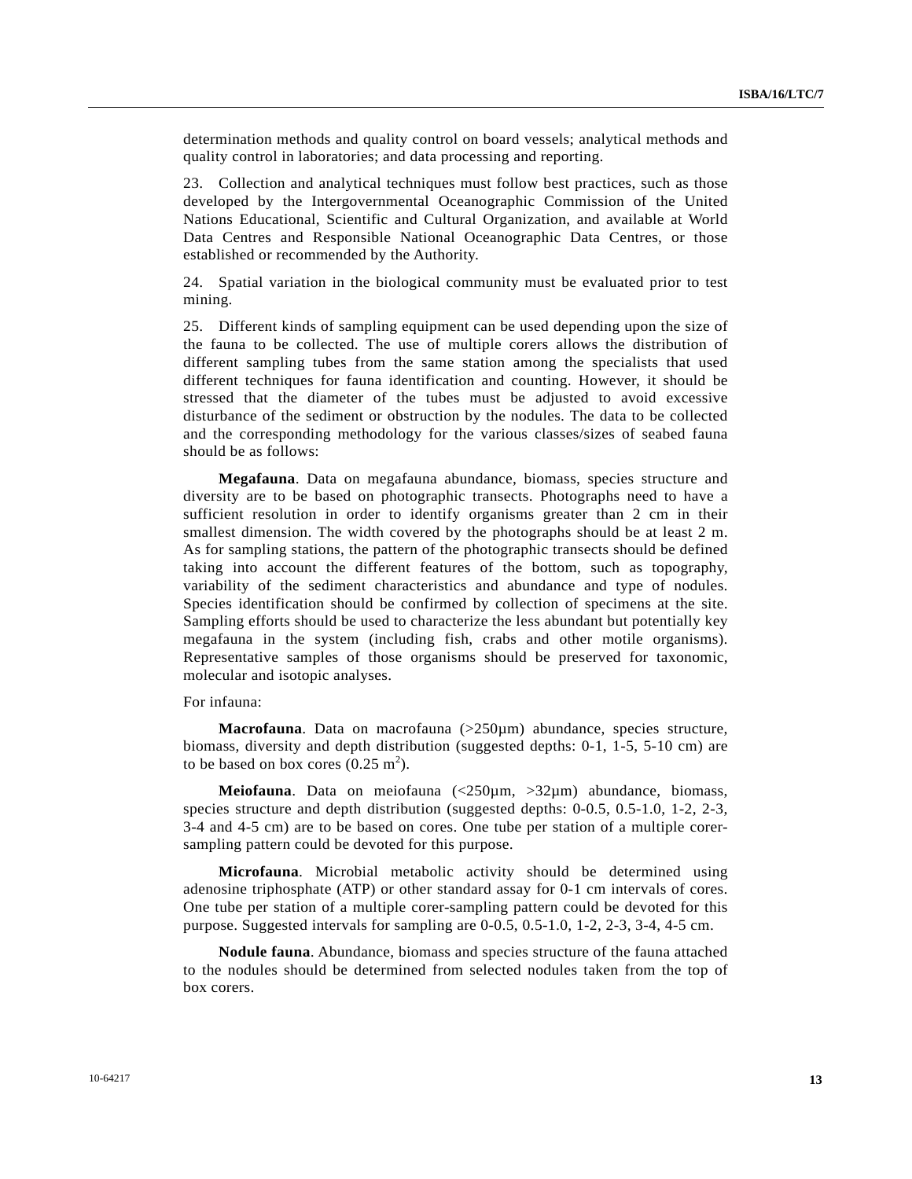determination methods and quality control on board vessels; analytical methods and quality control in laboratories; and data processing and reporting.

23. Collection and analytical techniques must follow best practices, such as those developed by the Intergovernmental Oceanographic Commission of the United Nations Educational, Scientific and Cultural Organization, and available at World Data Centres and Responsible National Oceanographic Data Centres, or those established or recommended by the Authority.

24. Spatial variation in the biological community must be evaluated prior to test mining.

25. Different kinds of sampling equipment can be used depending upon the size of the fauna to be collected. The use of multiple corers allows the distribution of different sampling tubes from the same station among the specialists that used different techniques for fauna identification and counting. However, it should be stressed that the diameter of the tubes must be adjusted to avoid excessive disturbance of the sediment or obstruction by the nodules. The data to be collected and the corresponding methodology for the various classes/sizes of seabed fauna should be as follows:

**Megafauna**. Data on megafauna abundance, biomass, species structure and diversity are to be based on photographic transects. Photographs need to have a sufficient resolution in order to identify organisms greater than 2 cm in their smallest dimension. The width covered by the photographs should be at least 2 m. As for sampling stations, the pattern of the photographic transects should be defined taking into account the different features of the bottom, such as topography, variability of the sediment characteristics and abundance and type of nodules. Species identification should be confirmed by collection of specimens at the site. Sampling efforts should be used to characterize the less abundant but potentially key megafauna in the system (including fish, crabs and other motile organisms). Representative samples of those organisms should be preserved for taxonomic, molecular and isotopic analyses.

For infauna:

**Macrofauna**. Data on macrofauna (>250µm) abundance, species structure, biomass, diversity and depth distribution (suggested depths: 0-1, 1-5, 5-10 cm) are to be based on box cores (0.25 $m^2$).

**Meiofauna**. Data on meiofauna (<250µm, >32µm) abundance, biomass, species structure and depth distribution (suggested depths: 0-0.5, 0.5-1.0, 1-2, 2-3, 3-4 and 4-5 cm) are to be based on cores. One tube per station of a multiple corer-sampling pattern could be devoted for this purpose.

**Microfauna**. Microbial metabolic activity should be determined using adenosine triphosphate (ATP) or other standard assay for 0-1 cm intervals of cores. One tube per station of a multiple corer-sampling pattern could be devoted for this purpose. Suggested intervals for sampling are 0-0.5, 0.5-1.0, 1-2, 2-3, 3-4, 4-5 cm.

**Nodule fauna**. Abundance, biomass and species structure of the fauna attached to the nodules should be determined from selected nodules taken from the top of box corers.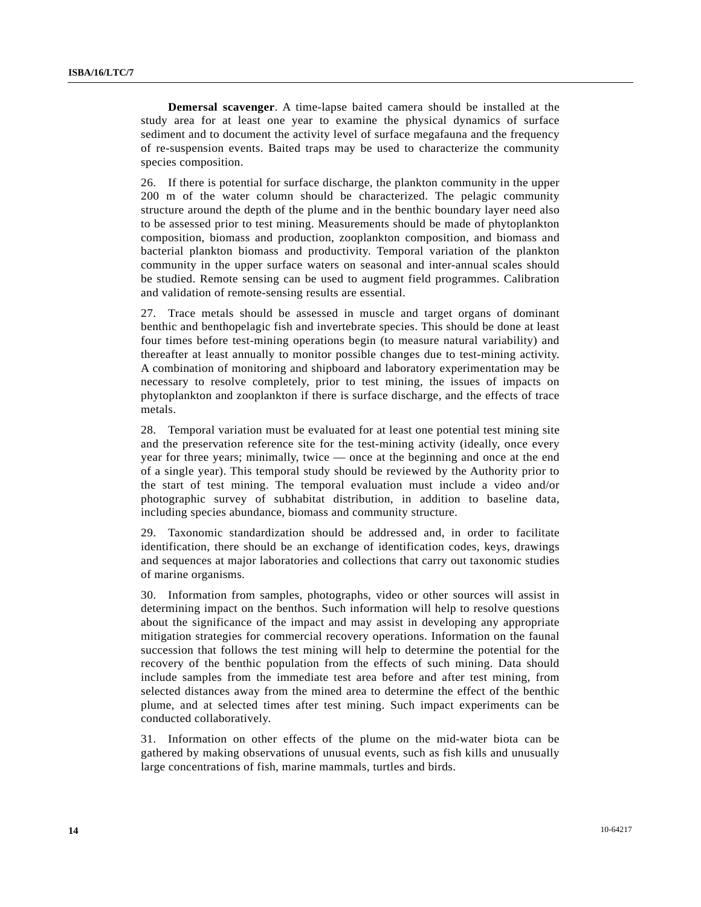**Demersal scavenger**. A time-lapse baited camera should be installed at the study area for at least one year to examine the physical dynamics of surface sediment and to document the activity level of surface megafauna and the frequency of re-suspension events. Baited traps may be used to characterize the community species composition.

26. If there is potential for surface discharge, the plankton community in the upper 200 m of the water column should be characterized. The pelagic community structure around the depth of the plume and in the benthic boundary layer need also to be assessed prior to test mining. Measurements should be made of phytoplankton composition, biomass and production, zooplankton composition, and biomass and bacterial plankton biomass and productivity. Temporal variation of the plankton community in the upper surface waters on seasonal and inter-annual scales should be studied. Remote sensing can be used to augment field programmes. Calibration and validation of remote-sensing results are essential.

27. Trace metals should be assessed in muscle and target organs of dominant benthic and benthopelagic fish and invertebrate species. This should be done at least four times before test-mining operations begin (to measure natural variability) and thereafter at least annually to monitor possible changes due to test-mining activity. A combination of monitoring and shipboard and laboratory experimentation may be necessary to resolve completely, prior to test mining, the issues of impacts on phytoplankton and zooplankton if there is surface discharge, and the effects of trace metals.

28. Temporal variation must be evaluated for at least one potential test mining site and the preservation reference site for the test-mining activity (ideally, once every year for three years; minimally, twice — once at the beginning and once at the end of a single year). This temporal study should be reviewed by the Authority prior to the start of test mining. The temporal evaluation must include a video and/or photographic survey of subhabitat distribution, in addition to baseline data, including species abundance, biomass and community structure.

29. Taxonomic standardization should be addressed and, in order to facilitate identification, there should be an exchange of identification codes, keys, drawings and sequences at major laboratories and collections that carry out taxonomic studies of marine organisms.

30. Information from samples, photographs, video or other sources will assist in determining impact on the benthos. Such information will help to resolve questions about the significance of the impact and may assist in developing any appropriate mitigation strategies for commercial recovery operations. Information on the faunal succession that follows the test mining will help to determine the potential for the recovery of the benthic population from the effects of such mining. Data should include samples from the immediate test area before and after test mining, from selected distances away from the mined area to determine the effect of the benthic plume, and at selected times after test mining. Such impact experiments can be conducted collaboratively.

31. Information on other effects of the plume on the mid-water biota can be gathered by making observations of unusual events, such as fish kills and unusually large concentrations of fish, marine mammals, turtles and birds.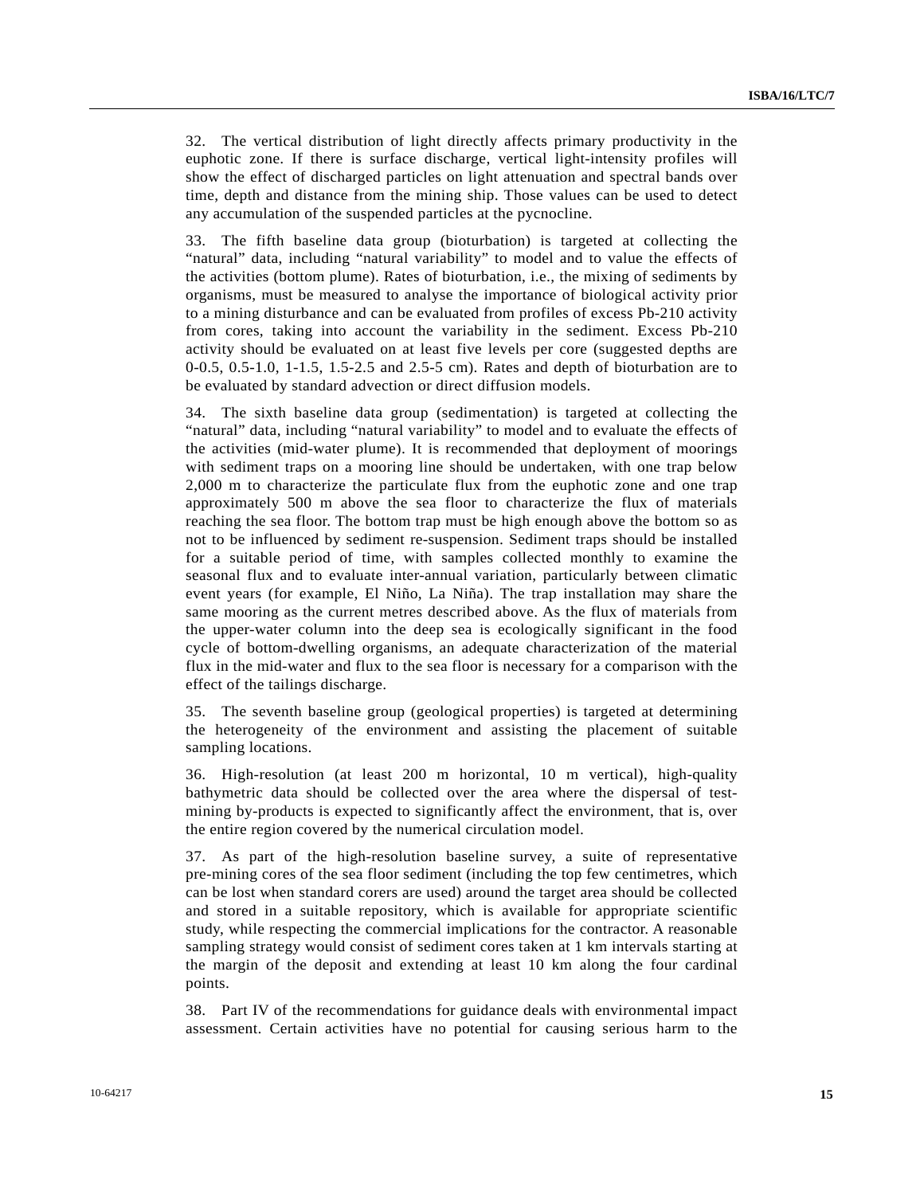32. The vertical distribution of light directly affects primary productivity in the euphotic zone. If there is surface discharge, vertical light-intensity profiles will show the effect of discharged particles on light attenuation and spectral bands over time, depth and distance from the mining ship. Those values can be used to detect any accumulation of the suspended particles at the pycnocline.

33. The fifth baseline data group (bioturbation) is targeted at collecting the "natural" data, including "natural variability" to model and to value the effects of the activities (bottom plume). Rates of bioturbation, i.e., the mixing of sediments by organisms, must be measured to analyse the importance of biological activity prior to a mining disturbance and can be evaluated from profiles of excess Pb-210 activity from cores, taking into account the variability in the sediment. Excess Pb-210 activity should be evaluated on at least five levels per core (suggested depths are 0-0.5, 0.5-1.0, 1-1.5, 1.5-2.5 and 2.5-5 cm). Rates and depth of bioturbation are to be evaluated by standard advection or direct diffusion models.

34. The sixth baseline data group (sedimentation) is targeted at collecting the "natural" data, including "natural variability" to model and to evaluate the effects of the activities (mid-water plume). It is recommended that deployment of moorings with sediment traps on a mooring line should be undertaken, with one trap below 2,000 m to characterize the particulate flux from the euphotic zone and one trap approximately 500 m above the sea floor to characterize the flux of materials reaching the sea floor. The bottom trap must be high enough above the bottom so as not to be influenced by sediment re-suspension. Sediment traps should be installed for a suitable period of time, with samples collected monthly to examine the seasonal flux and to evaluate inter-annual variation, particularly between climatic event years (for example, El Niño, La Niña). The trap installation may share the same mooring as the current metres described above. As the flux of materials from the upper-water column into the deep sea is ecologically significant in the food cycle of bottom-dwelling organisms, an adequate characterization of the material flux in the mid-water and flux to the sea floor is necessary for a comparison with the effect of the tailings discharge.

35. The seventh baseline group (geological properties) is targeted at determining the heterogeneity of the environment and assisting the placement of suitable sampling locations.

36. High-resolution (at least 200 m horizontal, 10 m vertical), high-quality bathymetric data should be collected over the area where the dispersal of test-mining by-products is expected to significantly affect the environment, that is, over the entire region covered by the numerical circulation model.

37. As part of the high-resolution baseline survey, a suite of representative pre-mining cores of the sea floor sediment (including the top few centimetres, which can be lost when standard corers are used) around the target area should be collected and stored in a suitable repository, which is available for appropriate scientific study, while respecting the commercial implications for the contractor. A reasonable sampling strategy would consist of sediment cores taken at 1 km intervals starting at the margin of the deposit and extending at least 10 km along the four cardinal points.

38. Part IV of the recommendations for guidance deals with environmental impact assessment. Certain activities have no potential for causing serious harm to the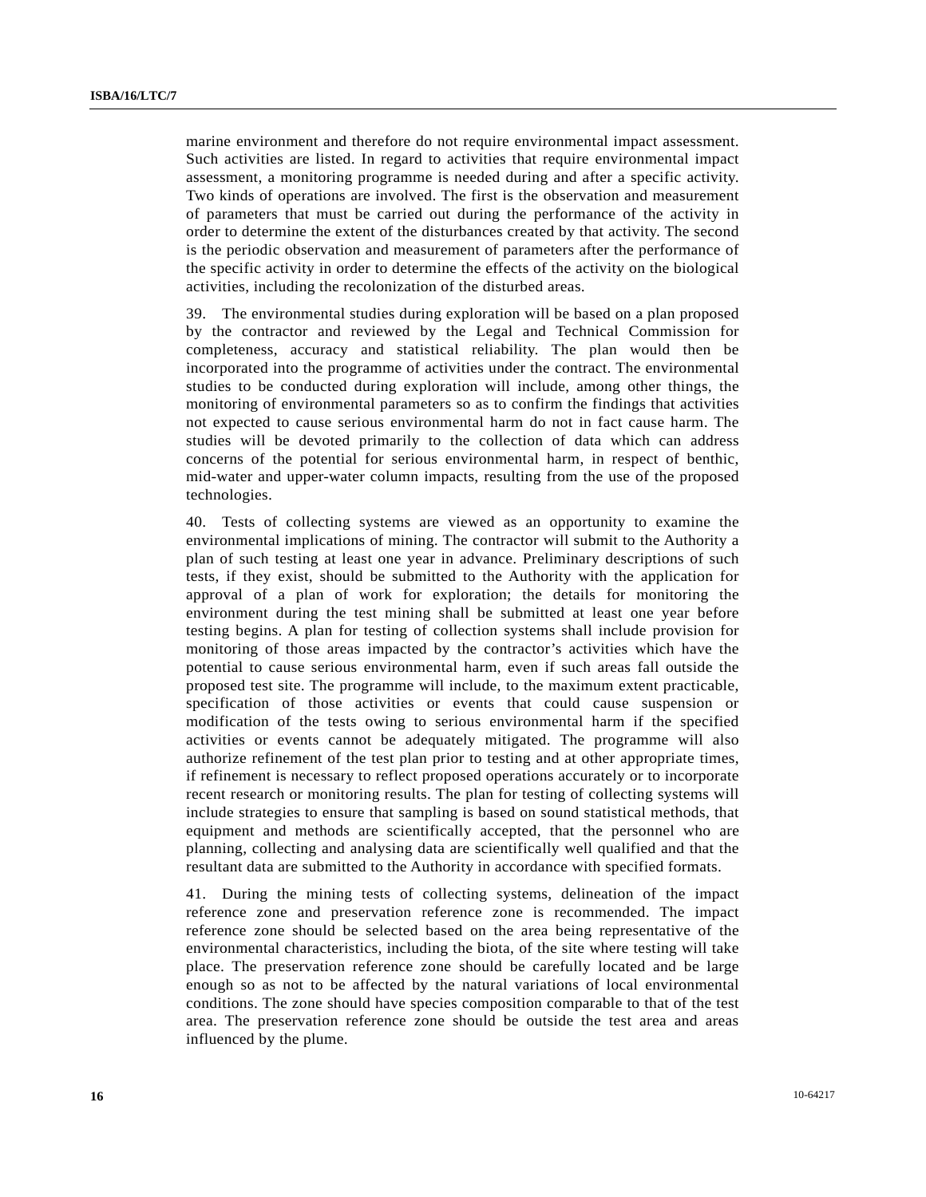marine environment and therefore do not require environmental impact assessment. Such activities are listed. In regard to activities that require environmental impact assessment, a monitoring programme is needed during and after a specific activity. Two kinds of operations are involved. The first is the observation and measurement of parameters that must be carried out during the performance of the activity in order to determine the extent of the disturbances created by that activity. The second is the periodic observation and measurement of parameters after the performance of the specific activity in order to determine the effects of the activity on the biological activities, including the recolonization of the disturbed areas.

39. The environmental studies during exploration will be based on a plan proposed by the contractor and reviewed by the Legal and Technical Commission for completeness, accuracy and statistical reliability. The plan would then be incorporated into the programme of activities under the contract. The environmental studies to be conducted during exploration will include, among other things, the monitoring of environmental parameters so as to confirm the findings that activities not expected to cause serious environmental harm do not in fact cause harm. The studies will be devoted primarily to the collection of data which can address concerns of the potential for serious environmental harm, in respect of benthic, mid-water and upper-water column impacts, resulting from the use of the proposed technologies.

40. Tests of collecting systems are viewed as an opportunity to examine the environmental implications of mining. The contractor will submit to the Authority a plan of such testing at least one year in advance. Preliminary descriptions of such tests, if they exist, should be submitted to the Authority with the application for approval of a plan of work for exploration; the details for monitoring the environment during the test mining shall be submitted at least one year before testing begins. A plan for testing of collection systems shall include provision for monitoring of those areas impacted by the contractor's activities which have the potential to cause serious environmental harm, even if such areas fall outside the proposed test site. The programme will include, to the maximum extent practicable, specification of those activities or events that could cause suspension or modification of the tests owing to serious environmental harm if the specified activities or events cannot be adequately mitigated. The programme will also authorize refinement of the test plan prior to testing and at other appropriate times, if refinement is necessary to reflect proposed operations accurately or to incorporate recent research or monitoring results. The plan for testing of collecting systems will include strategies to ensure that sampling is based on sound statistical methods, that equipment and methods are scientifically accepted, that the personnel who are planning, collecting and analysing data are scientifically well qualified and that the resultant data are submitted to the Authority in accordance with specified formats.

41. During the mining tests of collecting systems, delineation of the impact reference zone and preservation reference zone is recommended. The impact reference zone should be selected based on the area being representative of the environmental characteristics, including the biota, of the site where testing will take place. The preservation reference zone should be carefully located and be large enough so as not to be affected by the natural variations of local environmental conditions. The zone should have species composition comparable to that of the test area. The preservation reference zone should be outside the test area and areas influenced by the plume.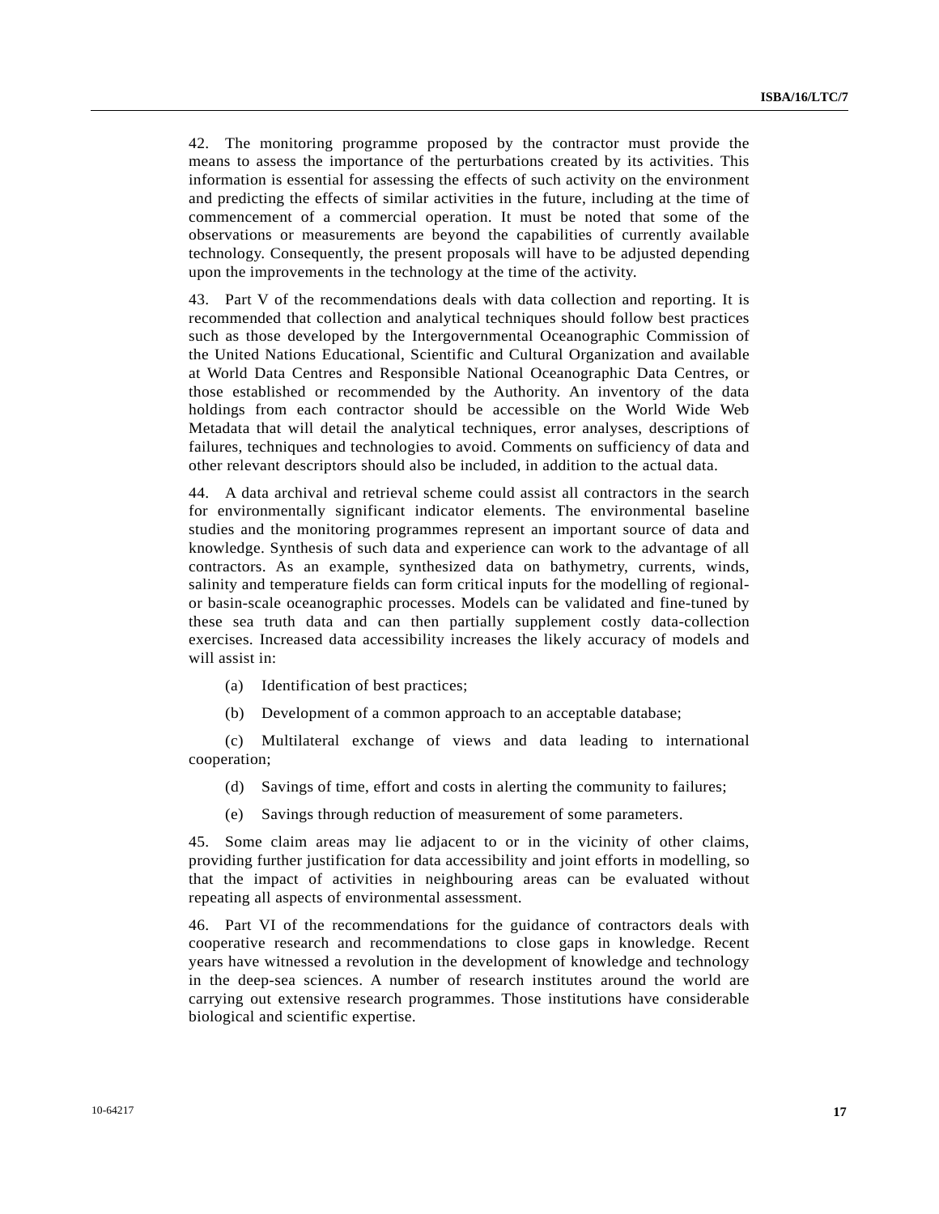42. The monitoring programme proposed by the contractor must provide the means to assess the importance of the perturbations created by its activities. This information is essential for assessing the effects of such activity on the environment and predicting the effects of similar activities in the future, including at the time of commencement of a commercial operation. It must be noted that some of the observations or measurements are beyond the capabilities of currently available technology. Consequently, the present proposals will have to be adjusted depending upon the improvements in the technology at the time of the activity.

43. Part V of the recommendations deals with data collection and reporting. It is recommended that collection and analytical techniques should follow best practices such as those developed by the Intergovernmental Oceanographic Commission of the United Nations Educational, Scientific and Cultural Organization and available at World Data Centres and Responsible National Oceanographic Data Centres, or those established or recommended by the Authority. An inventory of the data holdings from each contractor should be accessible on the World Wide Web Metadata that will detail the analytical techniques, error analyses, descriptions of failures, techniques and technologies to avoid. Comments on sufficiency of data and other relevant descriptors should also be included, in addition to the actual data.

44. A data archival and retrieval scheme could assist all contractors in the search for environmentally significant indicator elements. The environmental baseline studies and the monitoring programmes represent an important source of data and knowledge. Synthesis of such data and experience can work to the advantage of all contractors. As an example, synthesized data on bathymetry, currents, winds, salinity and temperature fields can form critical inputs for the modelling of regional- or basin-scale oceanographic processes. Models can be validated and fine-tuned by these sea truth data and can then partially supplement costly data-collection exercises. Increased data accessibility increases the likely accuracy of models and will assist in:

(a) Identification of best practices;

(b) Development of a common approach to an acceptable database;

(c) Multilateral exchange of views and data leading to international cooperation;

(d) Savings of time, effort and costs in alerting the community to failures;

(e) Savings through reduction of measurement of some parameters.

45. Some claim areas may lie adjacent to or in the vicinity of other claims, providing further justification for data accessibility and joint efforts in modelling, so that the impact of activities in neighbouring areas can be evaluated without repeating all aspects of environmental assessment.

46. Part VI of the recommendations for the guidance of contractors deals with cooperative research and recommendations to close gaps in knowledge. Recent years have witnessed a revolution in the development of knowledge and technology in the deep-sea sciences. A number of research institutes around the world are carrying out extensive research programmes. Those institutions have considerable biological and scientific expertise.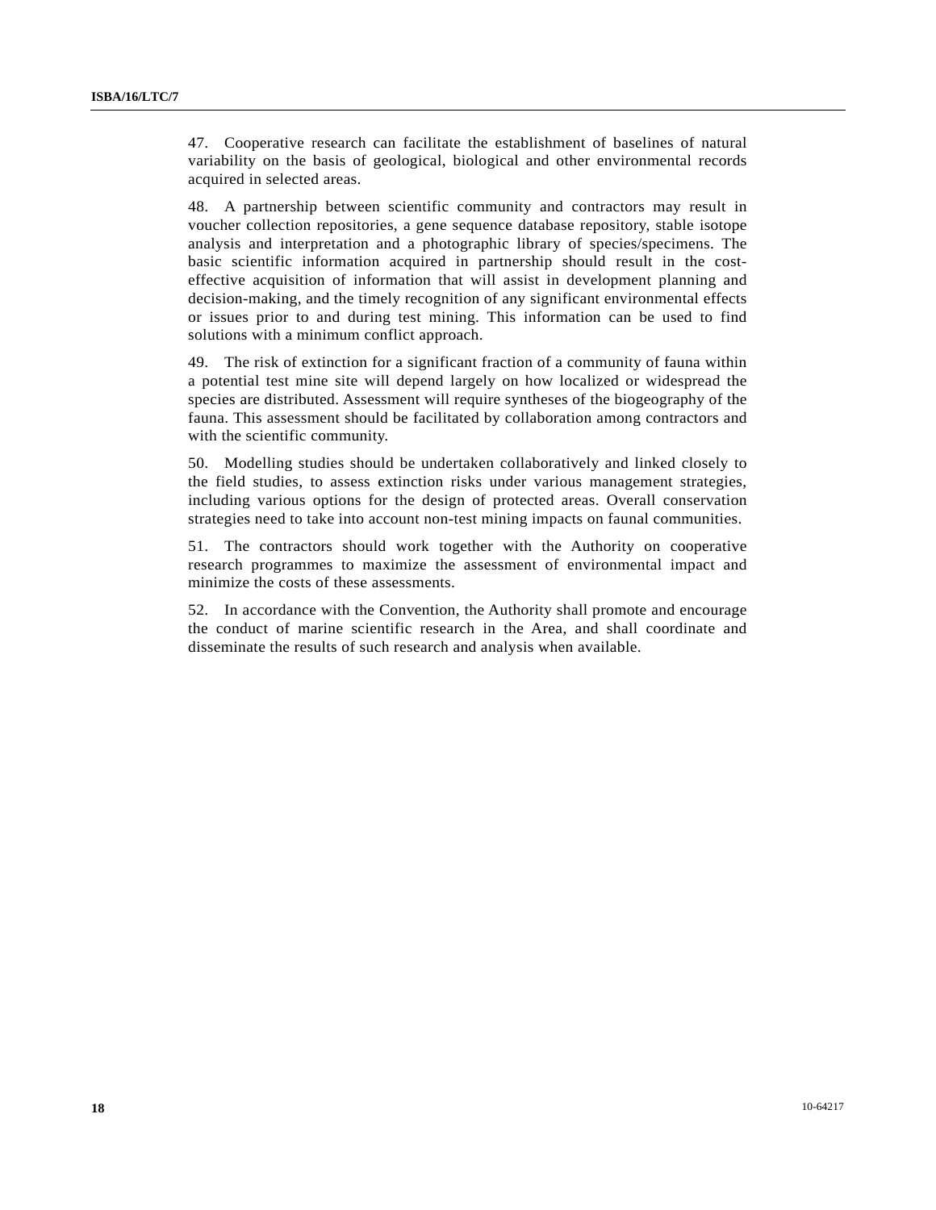47. Cooperative research can facilitate the establishment of baselines of natural variability on the basis of geological, biological and other environmental records acquired in selected areas.

48. A partnership between scientific community and contractors may result in voucher collection repositories, a gene sequence database repository, stable isotope analysis and interpretation and a photographic library of species/specimens. The basic scientific information acquired in partnership should result in the cost-effective acquisition of information that will assist in development planning and decision-making, and the timely recognition of any significant environmental effects or issues prior to and during test mining. This information can be used to find solutions with a minimum conflict approach.

49. The risk of extinction for a significant fraction of a community of fauna within a potential test mine site will depend largely on how localized or widespread the species are distributed. Assessment will require syntheses of the biogeography of the fauna. This assessment should be facilitated by collaboration among contractors and with the scientific community.

50. Modelling studies should be undertaken collaboratively and linked closely to the field studies, to assess extinction risks under various management strategies, including various options for the design of protected areas. Overall conservation strategies need to take into account non-test mining impacts on faunal communities.

51. The contractors should work together with the Authority on cooperative research programmes to maximize the assessment of environmental impact and minimize the costs of these assessments.

52. In accordance with the Convention, the Authority shall promote and encourage the conduct of marine scientific research in the Area, and shall coordinate and disseminate the results of such research and analysis when available.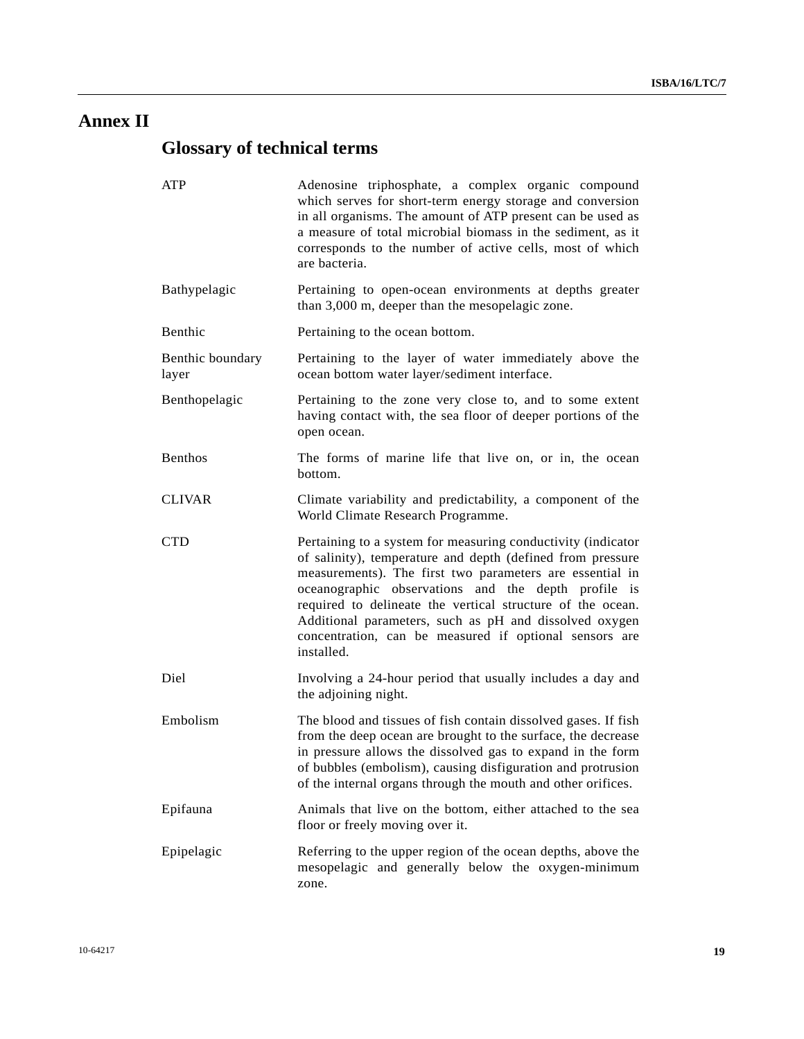# Annex II

## Glossary of technical terms

| | |
|---|---|
| ATP | Adenosine triphosphate, a complex organic compound which serves for short-term energy storage and conversion in all organisms. The amount of ATP present can be used as a measure of total microbial biomass in the sediment, as it corresponds to the number of active cells, most of which are bacteria. |
| Bathypelagic | Pertaining to open-ocean environments at depths greater than 3,000 m, deeper than the mesopelagic zone. |
| Benthic | Pertaining to the ocean bottom. |
| Benthic boundary layer | Pertaining to the layer of water immediately above the ocean bottom water layer/sediment interface. |
| Benthopelagic | Pertaining to the zone very close to, and to some extent having contact with, the sea floor of deeper portions of the open ocean. |
| Benthos | The forms of marine life that live on, or in, the ocean bottom. |
| CLIVAR | Climate variability and predictability, a component of the World Climate Research Programme. |
| CTD | Pertaining to a system for measuring conductivity (indicator of salinity), temperature and depth (defined from pressure measurements). The first two parameters are essential in oceanographic observations and the depth profile is required to delineate the vertical structure of the ocean. Additional parameters, such as pH and dissolved oxygen concentration, can be measured if optional sensors are installed. |
| Diel | Involving a 24-hour period that usually includes a day and the adjoining night. |
| Embolism | The blood and tissues of fish contain dissolved gases. If fish from the deep ocean are brought to the surface, the decrease in pressure allows the dissolved gas to expand in the form of bubbles (embolism), causing disfiguration and protrusion of the internal organs through the mouth and other orifices. |
| Epifauna | Animals that live on the bottom, either attached to the sea floor or freely moving over it. |
| Epipelagic | Referring to the upper region of the ocean depths, above the mesopelagic and generally below the oxygen-minimum zone. |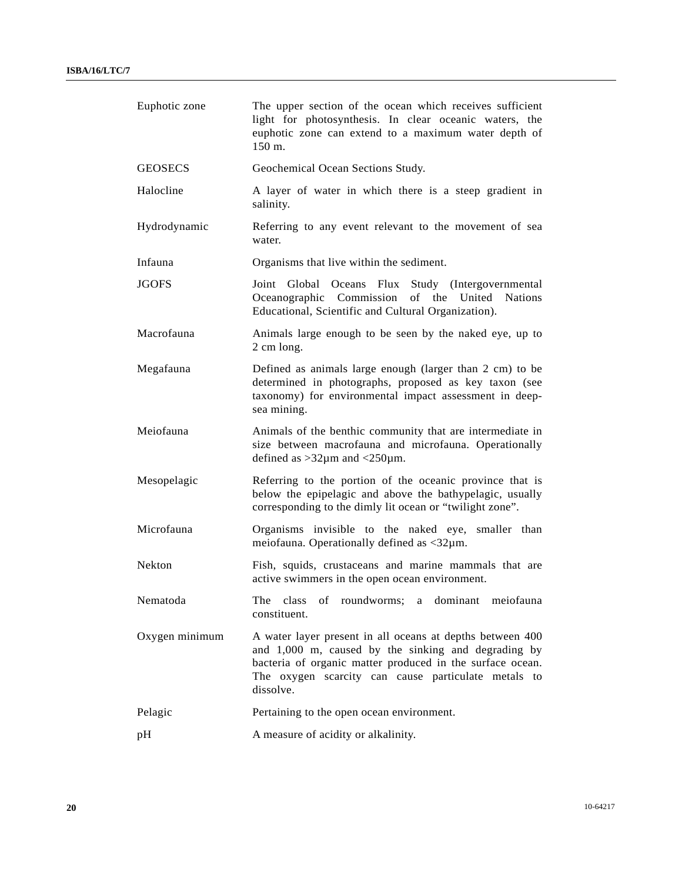| | |
|---|---|
| Euphotic zone | The upper section of the ocean which receives sufficient light for photosynthesis. In clear oceanic waters, the euphotic zone can extend to a maximum water depth of 150 m. |
| GEOSECS | Geochemical Ocean Sections Study. |
| Halocline | A layer of water in which there is a steep gradient in salinity. |
| Hydrodynamic | Referring to any event relevant to the movement of sea water. |
| Infauna | Organisms that live within the sediment. |
| JGOFS | Joint Global Oceans Flux Study (Intergovernmental Oceanographic Commission of the United Nations Educational, Scientific and Cultural Organization). |
| Macrofauna | Animals large enough to be seen by the naked eye, up to 2 cm long. |
| Megafauna | Defined as animals large enough (larger than 2 cm) to be determined in photographs, proposed as key taxon (see taxonomy) for environmental impact assessment in deep-sea mining. |
| Meiofauna | Animals of the benthic community that are intermediate in size between macrofauna and microfauna. Operationally defined as >32µm and <250µm. |
| Mesopelagic | Referring to the portion of the oceanic province that is below the epipelagic and above the bathypelagic, usually corresponding to the dimly lit ocean or "twilight zone". |
| Microfauna | Organisms invisible to the naked eye, smaller than meiofauna. Operationally defined as <32µm. |
| Nekton | Fish, squids, crustaceans and marine mammals that are active swimmers in the open ocean environment. |
| Nematoda | The class of roundworms; a dominant meiofauna constituent. |
| Oxygen minimum | A water layer present in all oceans at depths between 400 and 1,000 m, caused by the sinking and degrading by bacteria of organic matter produced in the surface ocean. The oxygen scarcity can cause particulate metals to dissolve. |
| Pelagic | Pertaining to the open ocean environment. |
| pH | A measure of acidity or alkalinity. |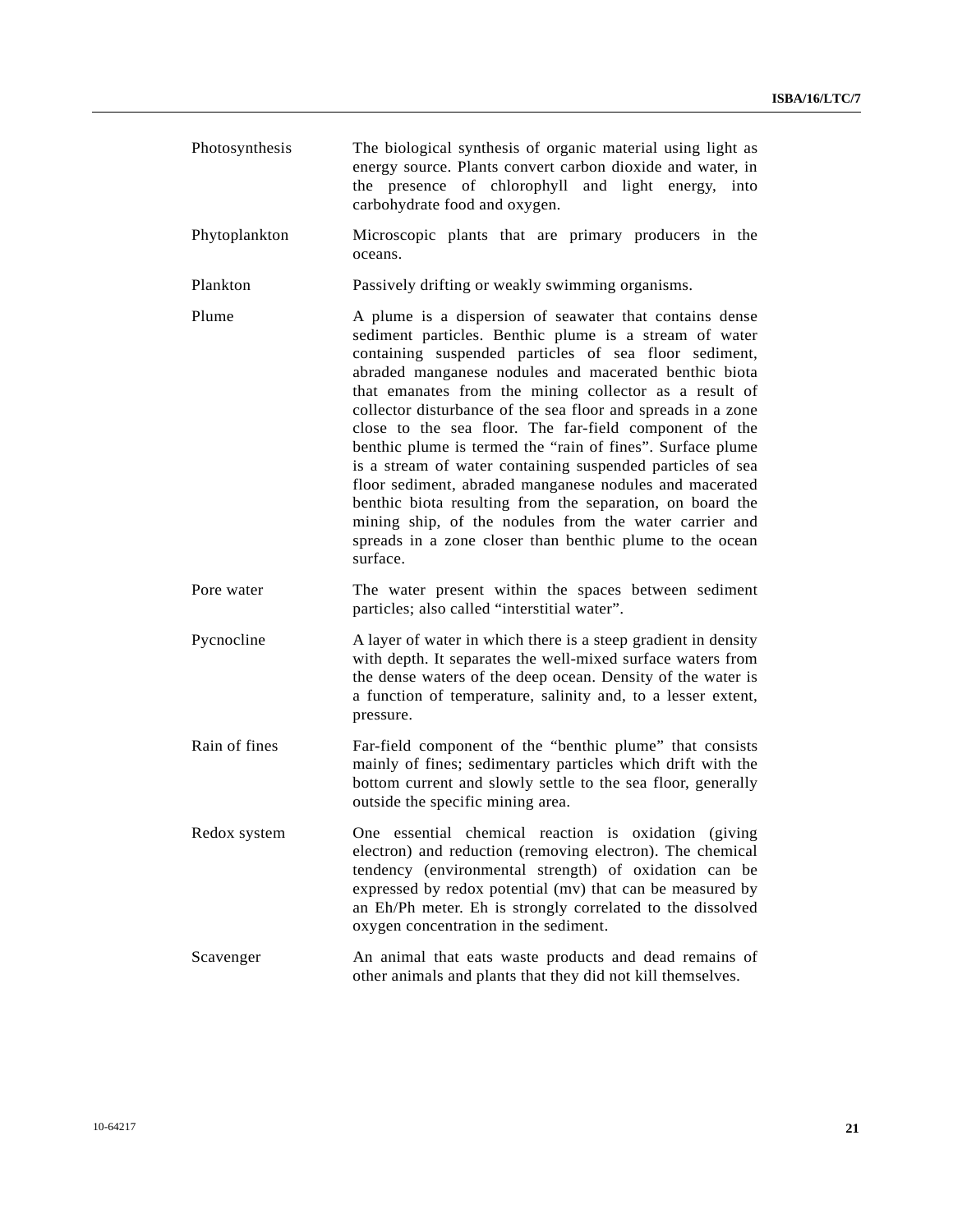| | |
|---|---|
| Photosynthesis | The biological synthesis of organic material using light as energy source. Plants convert carbon dioxide and water, in the presence of chlorophyll and light energy, into carbohydrate food and oxygen. |
| Phytoplankton | Microscopic plants that are primary producers in the oceans. |
| Plankton | Passively drifting or weakly swimming organisms. |
| Plume | A plume is a dispersion of seawater that contains dense sediment particles. Benthic plume is a stream of water containing suspended particles of sea floor sediment, abraded manganese nodules and macerated benthic biota that emanates from the mining collector as a result of collector disturbance of the sea floor and spreads in a zone close to the sea floor. The far-field component of the benthic plume is termed the "rain of fines". Surface plume is a stream of water containing suspended particles of sea floor sediment, abraded manganese nodules and macerated benthic biota resulting from the separation, on board the mining ship, of the nodules from the water carrier and spreads in a zone closer than benthic plume to the ocean surface. |
| Pore water | The water present within the spaces between sediment particles; also called "interstitial water". |
| Pycnocline | A layer of water in which there is a steep gradient in density with depth. It separates the well-mixed surface waters from the dense waters of the deep ocean. Density of the water is a function of temperature, salinity and, to a lesser extent, pressure. |
| Rain of fines | Far-field component of the "benthic plume" that consists mainly of fines; sedimentary particles which drift with the bottom current and slowly settle to the sea floor, generally outside the specific mining area. |
| Redox system | One essential chemical reaction is oxidation (giving electron) and reduction (removing electron). The chemical tendency (environmental strength) of oxidation can be expressed by redox potential (mv) that can be measured by an Eh/Ph meter. Eh is strongly correlated to the dissolved oxygen concentration in the sediment. |
| Scavenger | An animal that eats waste products and dead remains of other animals and plants that they did not kill themselves. |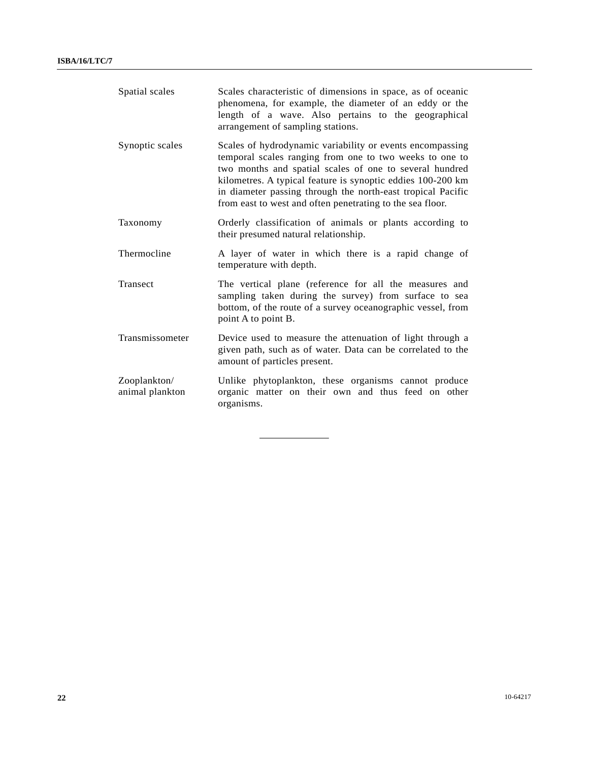| | |
|---|---|
| Spatial scales | Scales characteristic of dimensions in space, as of oceanic phenomena, for example, the diameter of an eddy or the length of a wave. Also pertains to the geographical arrangement of sampling stations. |
| Synoptic scales | Scales of hydrodynamic variability or events encompassing temporal scales ranging from one to two weeks to one to two months and spatial scales of one to several hundred kilometres. A typical feature is synoptic eddies 100-200 km in diameter passing through the north-east tropical Pacific from east to west and often penetrating to the sea floor. |
| Taxonomy | Orderly classification of animals or plants according to their presumed natural relationship. |
| Thermocline | A layer of water in which there is a rapid change of temperature with depth. |
| Transect | The vertical plane (reference for all the measures and sampling taken during the survey) from surface to sea bottom, of the route of a survey oceanographic vessel, from point A to point B. |
| Transmissometer | Device used to measure the attenuation of light through a given path, such as of water. Data can be correlated to the amount of particles present. |
| Zooplankton/ animal plankton | Unlike phytoplankton, these organisms cannot produce organic matter on their own and thus feed on other organisms. |